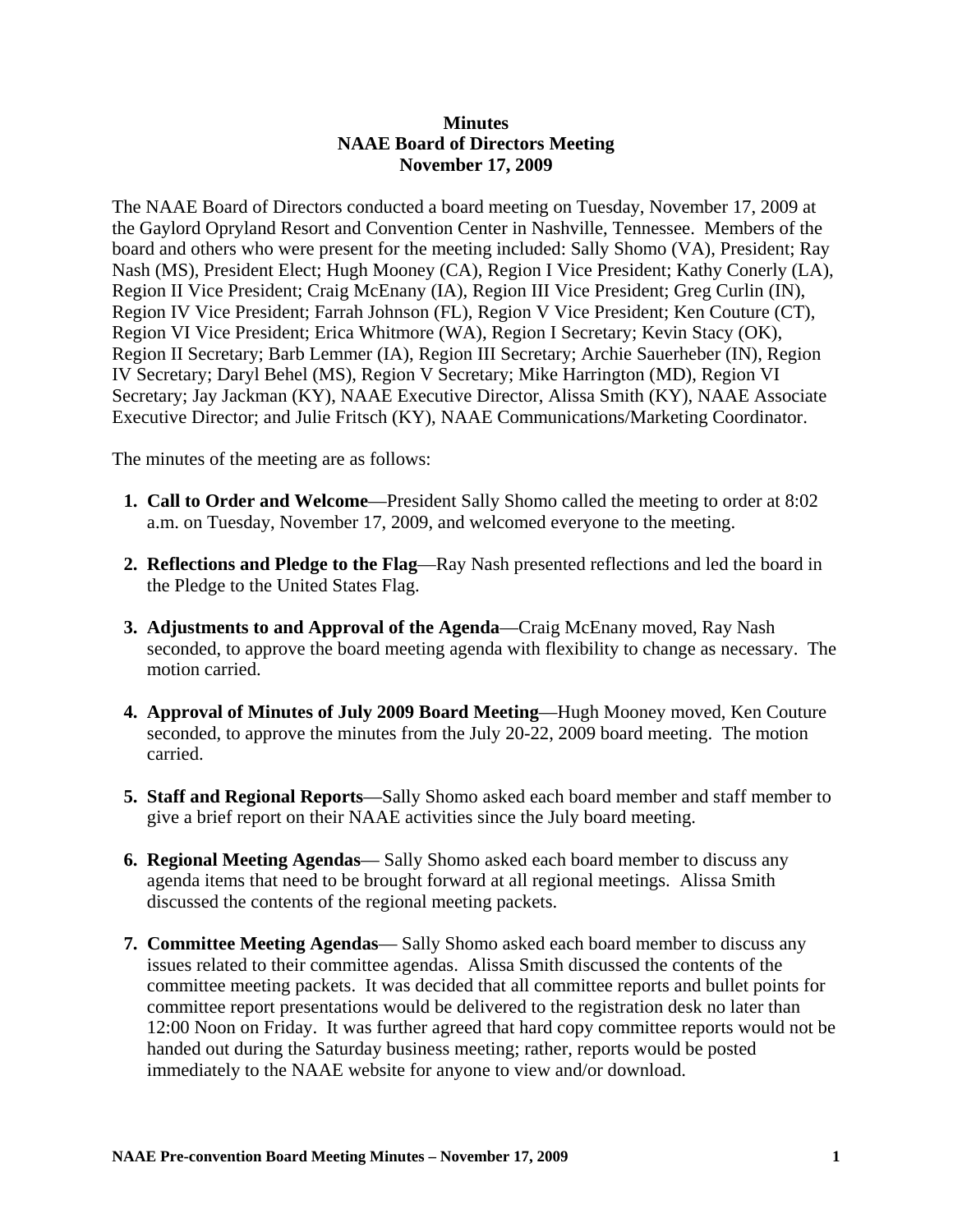**Minutes**
**NAAE Board of Directors Meeting**
**November 17, 2009**

The NAAE Board of Directors conducted a board meeting on Tuesday, November 17, 2009 at the Gaylord Opryland Resort and Convention Center in Nashville, Tennessee. Members of the board and others who were present for the meeting included: Sally Shomo (VA), President; Ray Nash (MS), President Elect; Hugh Mooney (CA), Region I Vice President; Kathy Conerly (LA), Region II Vice President; Craig McEnany (IA), Region III Vice President; Greg Curlin (IN), Region IV Vice President; Farrah Johnson (FL), Region V Vice President; Ken Couture (CT), Region VI Vice President; Erica Whitmore (WA), Region I Secretary; Kevin Stacy (OK), Region II Secretary; Barb Lemmer (IA), Region III Secretary; Archie Sauerheber (IN), Region IV Secretary; Daryl Behel (MS), Region V Secretary; Mike Harrington (MD), Region VI Secretary; Jay Jackman (KY), NAAE Executive Director, Alissa Smith (KY), NAAE Associate Executive Director; and Julie Fritsch (KY), NAAE Communications/Marketing Coordinator.

The minutes of the meeting are as follows:

1. **Call to Order and Welcome**—President Sally Shomo called the meeting to order at 8:02 a.m. on Tuesday, November 17, 2009, and welcomed everyone to the meeting.

2. **Reflections and Pledge to the Flag**—Ray Nash presented reflections and led the board in the Pledge to the United States Flag.

3. **Adjustments to and Approval of the Agenda**—Craig McEnany moved, Ray Nash seconded, to approve the board meeting agenda with flexibility to change as necessary. The motion carried.

4. **Approval of Minutes of July 2009 Board Meeting**—Hugh Mooney moved, Ken Couture seconded, to approve the minutes from the July 20-22, 2009 board meeting. The motion carried.

5. **Staff and Regional Reports**—Sally Shomo asked each board member and staff member to give a brief report on their NAAE activities since the July board meeting.

6. **Regional Meeting Agendas**— Sally Shomo asked each board member to discuss any agenda items that need to be brought forward at all regional meetings. Alissa Smith discussed the contents of the regional meeting packets.

7. **Committee Meeting Agendas**— Sally Shomo asked each board member to discuss any issues related to their committee agendas. Alissa Smith discussed the contents of the committee meeting packets. It was decided that all committee reports and bullet points for committee report presentations would be delivered to the registration desk no later than 12:00 Noon on Friday. It was further agreed that hard copy committee reports would not be handed out during the Saturday business meeting; rather, reports would be posted immediately to the NAAE website for anyone to view and/or download.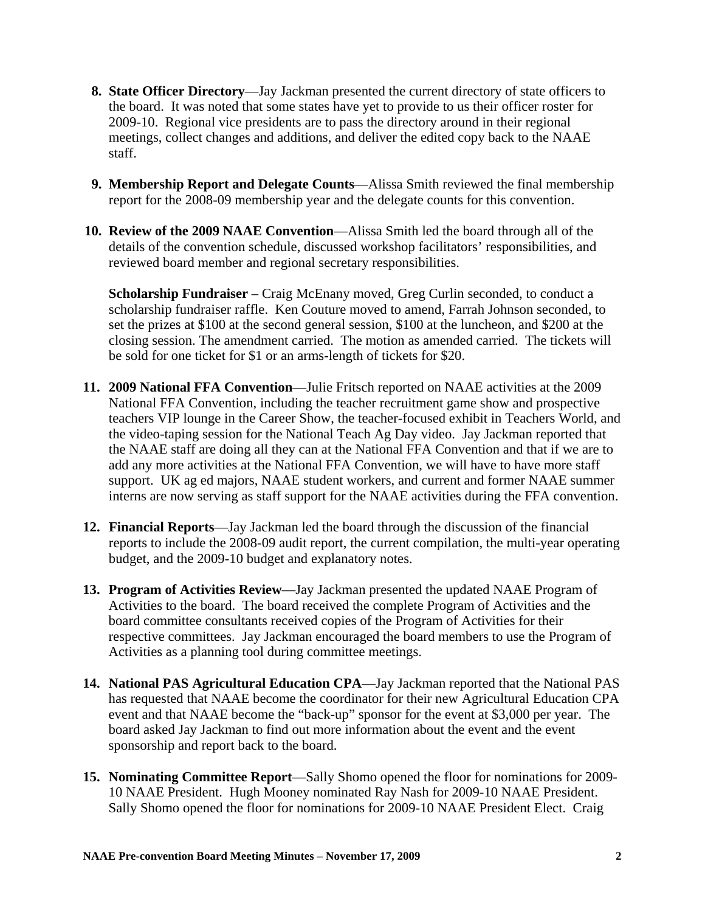8. **State Officer Directory**—Jay Jackman presented the current directory of state officers to the board. It was noted that some states have yet to provide to us their officer roster for 2009-10. Regional vice presidents are to pass the directory around in their regional meetings, collect changes and additions, and deliver the edited copy back to the NAAE staff.

9. **Membership Report and Delegate Counts**—Alissa Smith reviewed the final membership report for the 2008-09 membership year and the delegate counts for this convention.

10. **Review of the 2009 NAAE Convention**—Alissa Smith led the board through all of the details of the convention schedule, discussed workshop facilitators' responsibilities, and reviewed board member and regional secretary responsibilities.

    **Scholarship Fundraiser** – Craig McEnany moved, Greg Curlin seconded, to conduct a scholarship fundraiser raffle. Ken Couture moved to amend, Farrah Johnson seconded, to set the prizes at $100 at the second general session, $100 at the luncheon, and $200 at the closing session. The amendment carried. The motion as amended carried. The tickets will be sold for one ticket for $1 or an arms-length of tickets for $20.

11. **2009 National FFA Convention**—Julie Fritsch reported on NAAE activities at the 2009 National FFA Convention, including the teacher recruitment game show and prospective teachers VIP lounge in the Career Show, the teacher-focused exhibit in Teachers World, and the video-taping session for the National Teach Ag Day video. Jay Jackman reported that the NAAE staff are doing all they can at the National FFA Convention and that if we are to add any more activities at the National FFA Convention, we will have to have more staff support. UK ag ed majors, NAAE student workers, and current and former NAAE summer interns are now serving as staff support for the NAAE activities during the FFA convention.

12. **Financial Reports**—Jay Jackman led the board through the discussion of the financial reports to include the 2008-09 audit report, the current compilation, the multi-year operating budget, and the 2009-10 budget and explanatory notes.

13. **Program of Activities Review**—Jay Jackman presented the updated NAAE Program of Activities to the board. The board received the complete Program of Activities and the board committee consultants received copies of the Program of Activities for their respective committees. Jay Jackman encouraged the board members to use the Program of Activities as a planning tool during committee meetings.

14. **National PAS Agricultural Education CPA**—Jay Jackman reported that the National PAS has requested that NAAE become the coordinator for their new Agricultural Education CPA event and that NAAE become the "back-up" sponsor for the event at $3,000 per year. The board asked Jay Jackman to find out more information about the event and the event sponsorship and report back to the board.

15. **Nominating Committee Report**—Sally Shomo opened the floor for nominations for 2009-10 NAAE President. Hugh Mooney nominated Ray Nash for 2009-10 NAAE President. Sally Shomo opened the floor for nominations for 2009-10 NAAE President Elect. Craig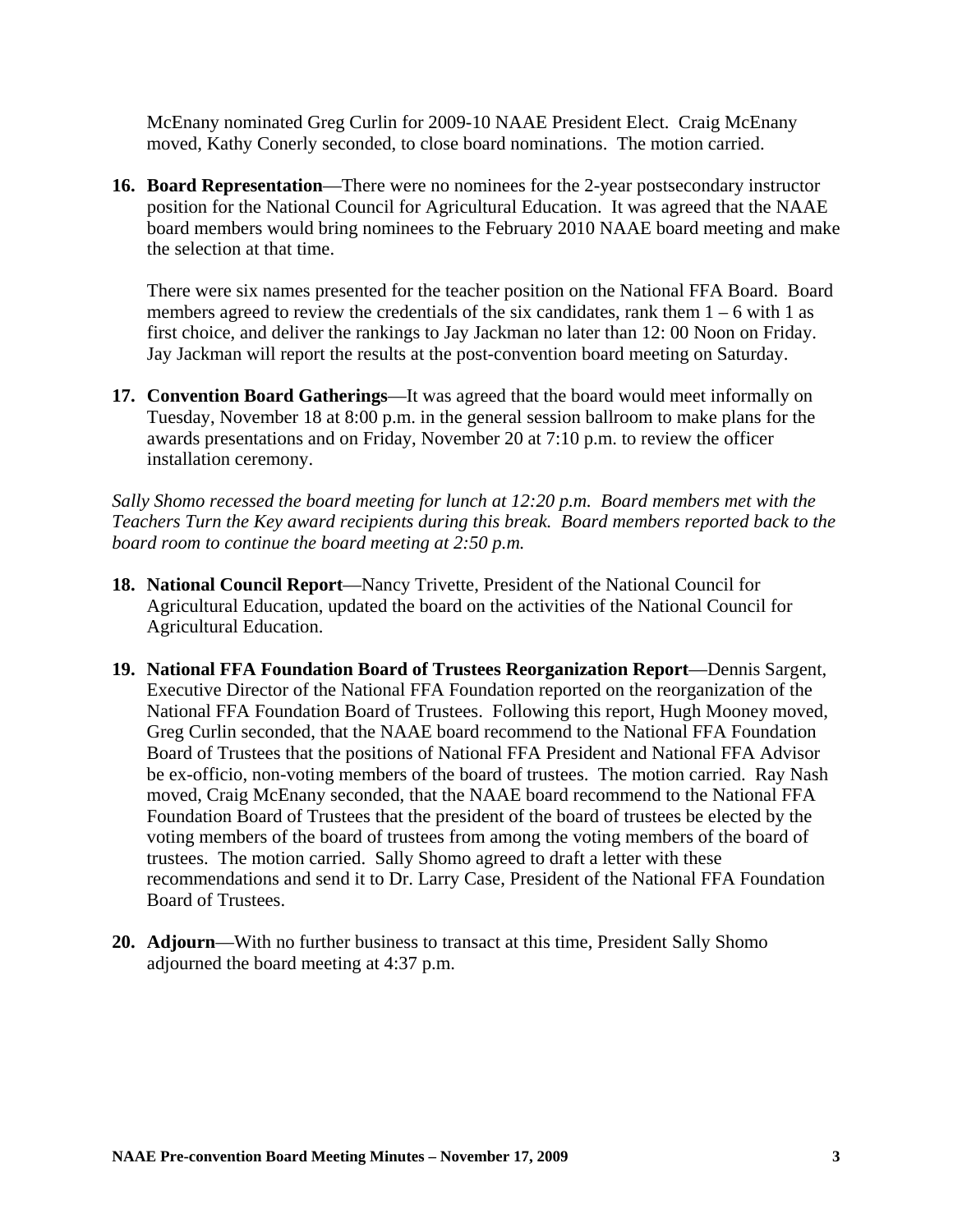McEnany nominated Greg Curlin for 2009-10 NAAE President Elect. Craig McEnany moved, Kathy Conerly seconded, to close board nominations. The motion carried.

16. **Board Representation**—There were no nominees for the 2-year postsecondary instructor position for the National Council for Agricultural Education. It was agreed that the NAAE board members would bring nominees to the February 2010 NAAE board meeting and make the selection at that time.

    There were six names presented for the teacher position on the National FFA Board. Board members agreed to review the credentials of the six candidates, rank them 1 – 6 with 1 as first choice, and deliver the rankings to Jay Jackman no later than 12: 00 Noon on Friday. Jay Jackman will report the results at the post-convention board meeting on Saturday.

17. **Convention Board Gatherings**—It was agreed that the board would meet informally on Tuesday, November 18 at 8:00 p.m. in the general session ballroom to make plans for the awards presentations and on Friday, November 20 at 7:10 p.m. to review the officer installation ceremony.

*Sally Shomo recessed the board meeting for lunch at 12:20 p.m. Board members met with the Teachers Turn the Key award recipients during this break. Board members reported back to the board room to continue the board meeting at 2:50 p.m.*

18. **National Council Report**—Nancy Trivette, President of the National Council for Agricultural Education, updated the board on the activities of the National Council for Agricultural Education.

19. **National FFA Foundation Board of Trustees Reorganization Report**—Dennis Sargent, Executive Director of the National FFA Foundation reported on the reorganization of the National FFA Foundation Board of Trustees. Following this report, Hugh Mooney moved, Greg Curlin seconded, that the NAAE board recommend to the National FFA Foundation Board of Trustees that the positions of National FFA President and National FFA Advisor be ex-officio, non-voting members of the board of trustees. The motion carried. Ray Nash moved, Craig McEnany seconded, that the NAAE board recommend to the National FFA Foundation Board of Trustees that the president of the board of trustees be elected by the voting members of the board of trustees from among the voting members of the board of trustees. The motion carried. Sally Shomo agreed to draft a letter with these recommendations and send it to Dr. Larry Case, President of the National FFA Foundation Board of Trustees.

20. **Adjourn**—With no further business to transact at this time, President Sally Shomo adjourned the board meeting at 4:37 p.m.